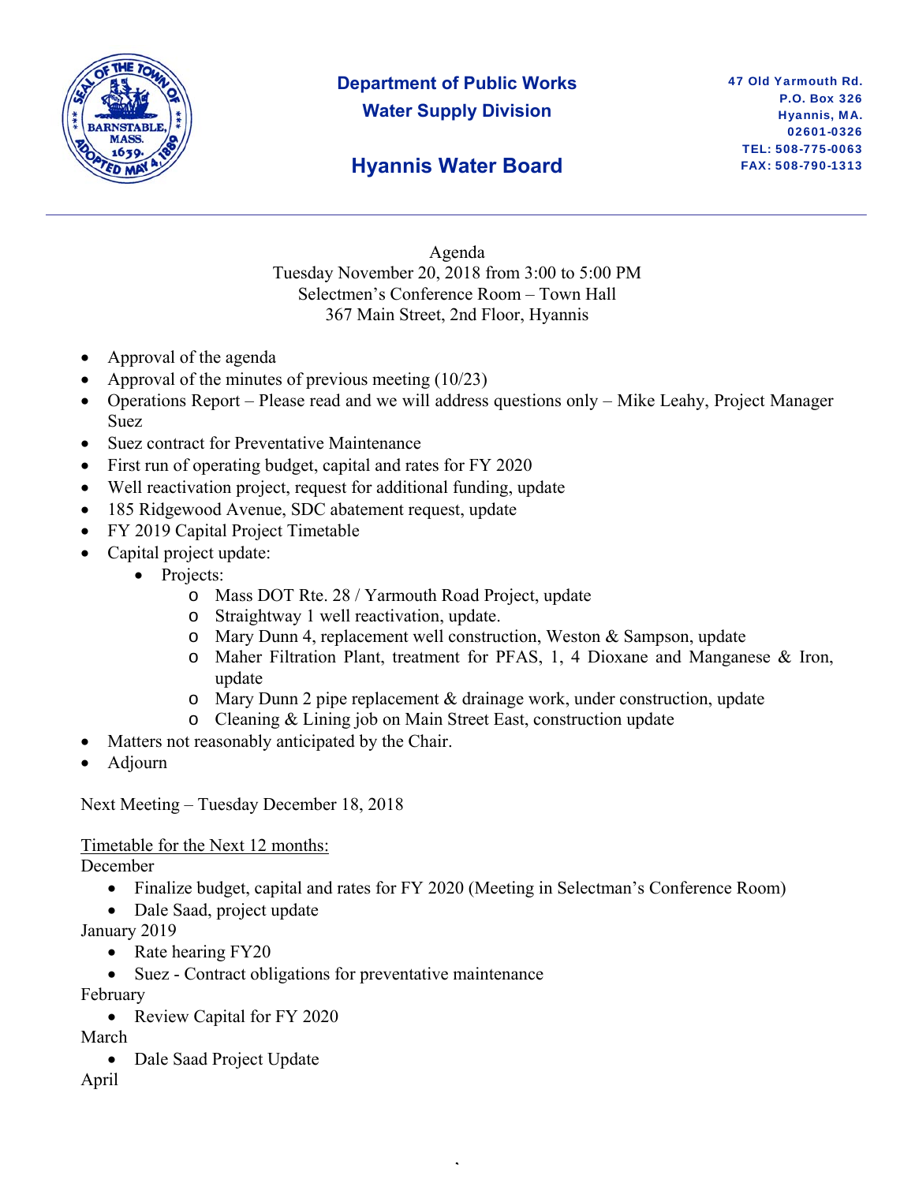# Department of Public Works
## Water Supply Division

## Hyannis Water Board

47 Old Yarmouth Rd.
P.O. Box 326
Hyannis, MA.
02601-0326
TEL: 508-775-0063
FAX: 508-790-1313

---

Agenda
Tuesday November 20, 2018 from 3:00 to 5:00 PM
Selectmen's Conference Room – Town Hall
367 Main Street, 2nd Floor, Hyannis

- Approval of the agenda
- Approval of the minutes of previous meeting (10/23)
- Operations Report – Please read and we will address questions only – Mike Leahy, Project Manager Suez
- Suez contract for Preventative Maintenance
- First run of operating budget, capital and rates for FY 2020
- Well reactivation project, request for additional funding, update
- 185 Ridgewood Avenue, SDC abatement request, update
- FY 2019 Capital Project Timetable
- Capital project update:
  - Projects:
    - Mass DOT Rte. 28 / Yarmouth Road Project, update
    - Straightway 1 well reactivation, update.
    - Mary Dunn 4, replacement well construction, Weston & Sampson, update
    - Maher Filtration Plant, treatment for PFAS, 1, 4 Dioxane and Manganese & Iron, update
    - Mary Dunn 2 pipe replacement & drainage work, under construction, update
    - Cleaning & Lining job on Main Street East, construction update
- Matters not reasonably anticipated by the Chair.
- Adjourn

Next Meeting – Tuesday December 18, 2018

Timetable for the Next 12 months:

December
- Finalize budget, capital and rates for FY 2020 (Meeting in Selectman's Conference Room)
- Dale Saad, project update

January 2019
- Rate hearing FY20
- Suez - Contract obligations for preventative maintenance

February
- Review Capital for FY 2020

March
- Dale Saad Project Update

April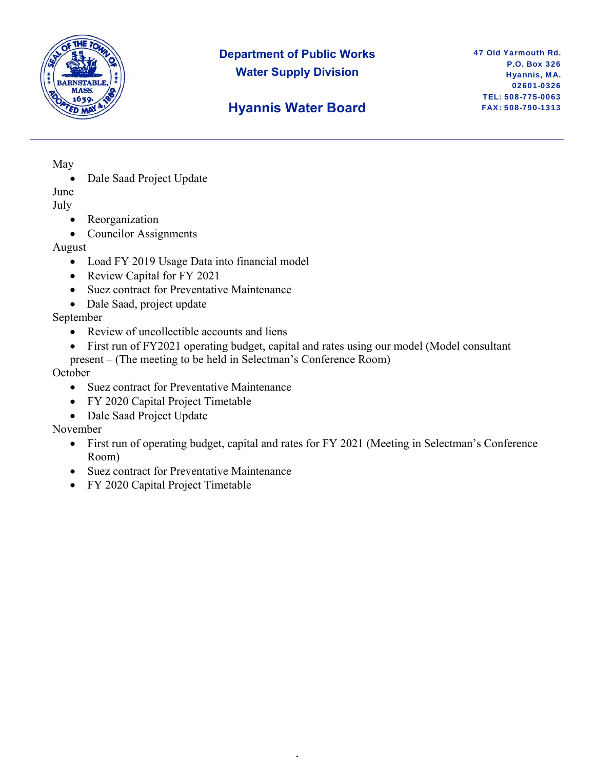Department of Public Works
Water Supply Division

Hyannis Water Board

47 Old Yarmouth Rd.
P.O. Box 326
Hyannis, MA.
02601-0326
TEL: 508-775-0063
FAX: 508-790-1313

May

- Dale Saad Project Update

June

July

- Reorganization
- Councilor Assignments

August

- Load FY 2019 Usage Data into financial model
- Review Capital for FY 2021
- Suez contract for Preventative Maintenance
- Dale Saad, project update

September

- Review of uncollectible accounts and liens
- First run of FY2021 operating budget, capital and rates using our model (Model consultant present – (The meeting to be held in Selectman's Conference Room)

October

- Suez contract for Preventative Maintenance
- FY 2020 Capital Project Timetable
- Dale Saad Project Update

November

- First run of operating budget, capital and rates for FY 2021 (Meeting in Selectman's Conference Room)
- Suez contract for Preventative Maintenance
- FY 2020 Capital Project Timetable